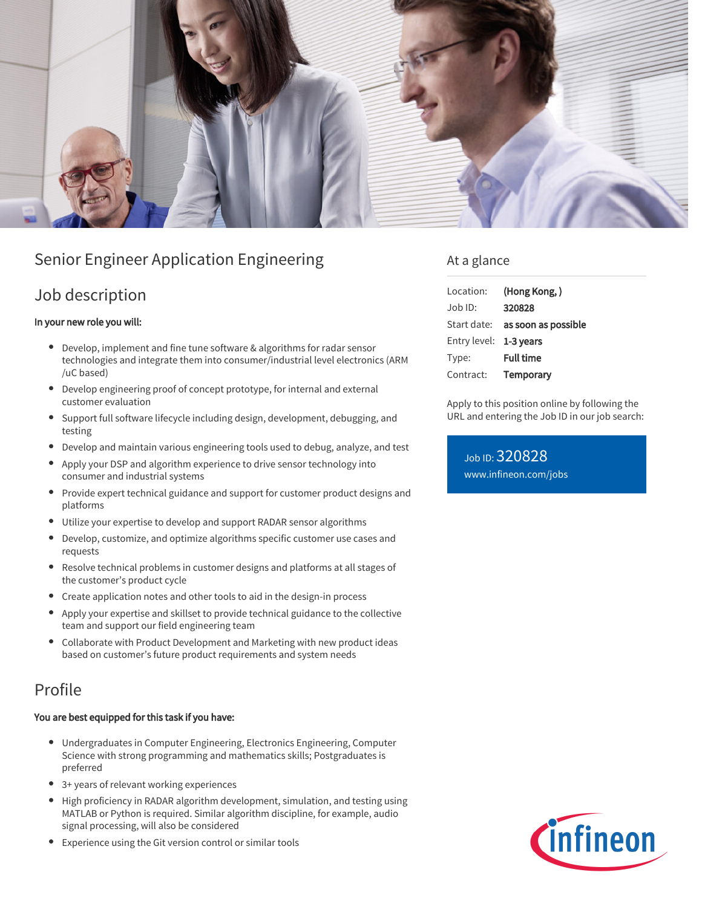# Senior Engineer Application Engineering

## Job description

**In your new role you will:**

- Develop, implement and fine tune software & algorithms for radar sensor technologies and integrate them into consumer/industrial level electronics (ARM /uC based)
- Develop engineering proof of concept prototype, for internal and external customer evaluation
- Support full software lifecycle including design, development, debugging, and testing
- Develop and maintain various engineering tools used to debug, analyze, and test
- Apply your DSP and algorithm experience to drive sensor technology into consumer and industrial systems
- Provide expert technical guidance and support for customer product designs and platforms
- Utilize your expertise to develop and support RADAR sensor algorithms
- Develop, customize, and optimize algorithms specific customer use cases and requests
- Resolve technical problems in customer designs and platforms at all stages of the customer's product cycle
- Create application notes and other tools to aid in the design-in process
- Apply your expertise and skillset to provide technical guidance to the collective team and support our field engineering team
- Collaborate with Product Development and Marketing with new product ideas based on customer's future product requirements and system needs

## Profile

**You are best equipped for this task if you have:**

- Undergraduates in Computer Engineering, Electronics Engineering, Computer Science with strong programming and mathematics skills; Postgraduates is preferred
- 3+ years of relevant working experiences
- High proficiency in RADAR algorithm development, simulation, and testing using MATLAB or Python is required. Similar algorithm discipline, for example, audio signal processing, will also be considered
- Experience using the Git version control or similar tools

## At a glance

| | |
|---|---|
| Location: | **(Hong Kong, )** |
| Job ID: | **320828** |
| Start date: | **as soon as possible** |
| Entry level: | **1-3 years** |
| Type: | **Full time** |
| Contract: | **Temporary** |

Apply to this position online by following the URL and entering the Job ID in our job search:

Job ID: 320828
www.infineon.com/jobs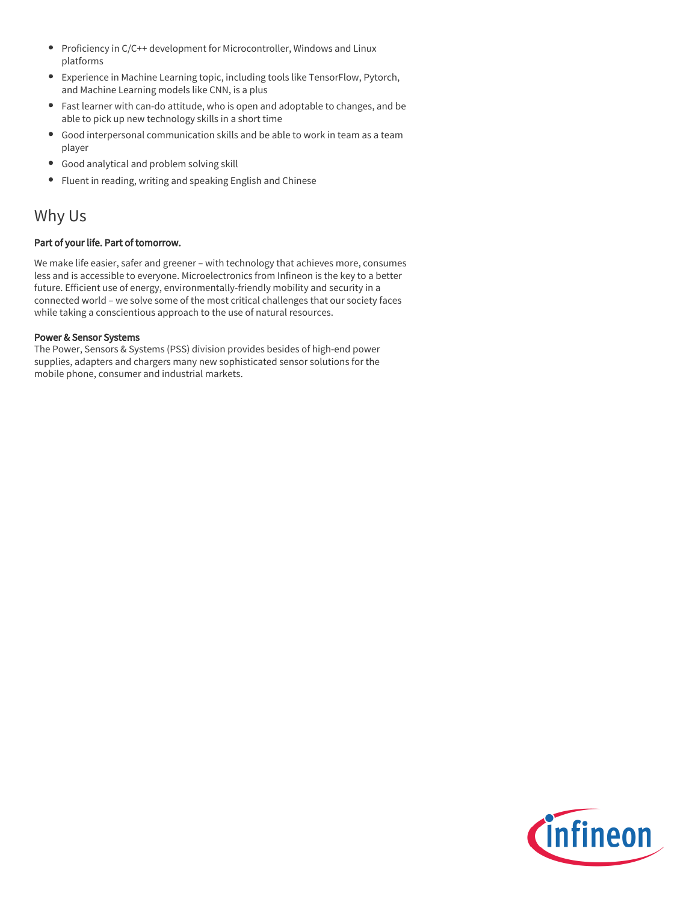- Proficiency in C/C++ development for Microcontroller, Windows and Linux platforms
- Experience in Machine Learning topic, including tools like TensorFlow, Pytorch, and Machine Learning models like CNN, is a plus
- Fast learner with can-do attitude, who is open and adoptable to changes, and be able to pick up new technology skills in a short time
- Good interpersonal communication skills and be able to work in team as a team player
- Good analytical and problem solving skill
- Fluent in reading, writing and speaking English and Chinese

## Why Us

**Part of your life. Part of tomorrow.**

We make life easier, safer and greener – with technology that achieves more, consumes less and is accessible to everyone. Microelectronics from Infineon is the key to a better future. Efficient use of energy, environmentally-friendly mobility and security in a connected world – we solve some of the most critical challenges that our society faces while taking a conscientious approach to the use of natural resources.

**Power & Sensor Systems**
The Power, Sensors & Systems (PSS) division provides besides of high-end power supplies, adapters and chargers many new sophisticated sensor solutions for the mobile phone, consumer and industrial markets.